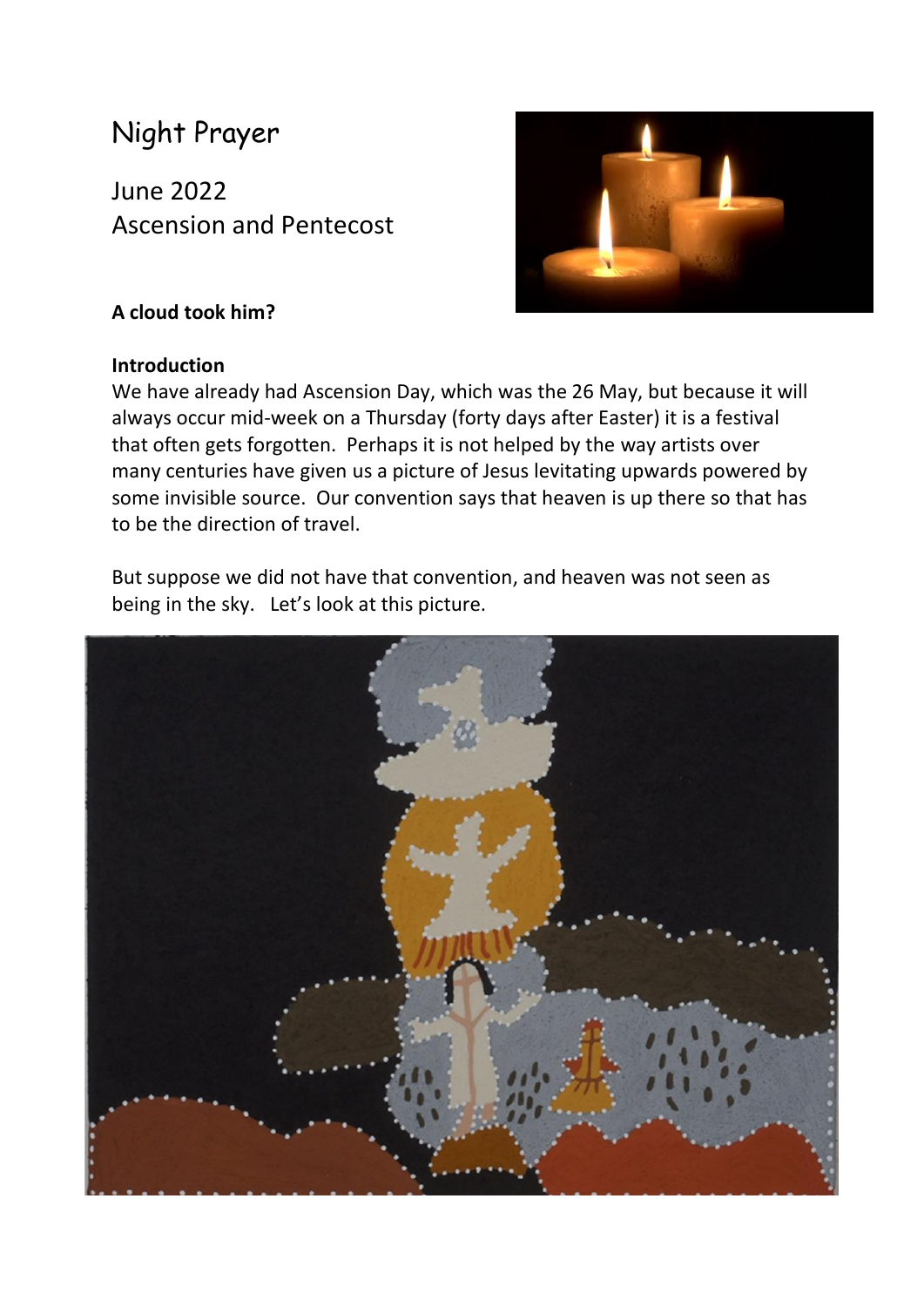# Night Prayer

## June 2022
## Ascension and Pentecost

**A cloud took him?**

**Introduction**

We have already had Ascension Day, which was the 26 May, but because it will always occur mid-week on a Thursday (forty days after Easter) it is a festival that often gets forgotten. Perhaps it is not helped by the way artists over many centuries have given us a picture of Jesus levitating upwards powered by some invisible source. Our convention says that heaven is up there so that has to be the direction of travel.

But suppose we did not have that convention, and heaven was not seen as being in the sky. Let's look at this picture.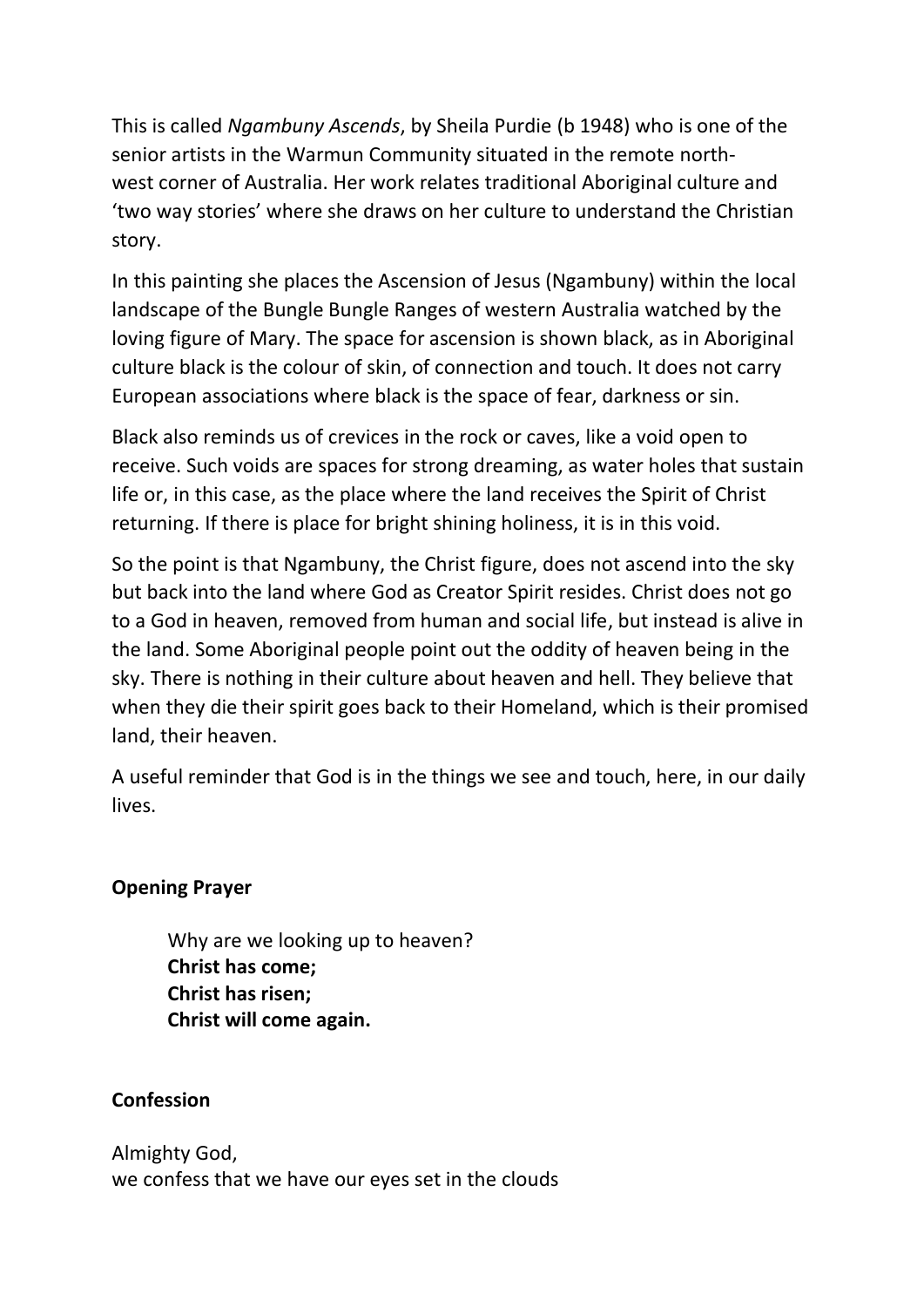This is called *Ngambuny Ascends*, by Sheila Purdie (b 1948) who is one of the senior artists in the Warmun Community situated in the remote north-west corner of Australia. Her work relates traditional Aboriginal culture and 'two way stories' where she draws on her culture to understand the Christian story.

In this painting she places the Ascension of Jesus (Ngambuny) within the local landscape of the Bungle Bungle Ranges of western Australia watched by the loving figure of Mary. The space for ascension is shown black, as in Aboriginal culture black is the colour of skin, of connection and touch. It does not carry European associations where black is the space of fear, darkness or sin.

Black also reminds us of crevices in the rock or caves, like a void open to receive. Such voids are spaces for strong dreaming, as water holes that sustain life or, in this case, as the place where the land receives the Spirit of Christ returning. If there is place for bright shining holiness, it is in this void.

So the point is that Ngambuny, the Christ figure, does not ascend into the sky but back into the land where God as Creator Spirit resides. Christ does not go to a God in heaven, removed from human and social life, but instead is alive in the land. Some Aboriginal people point out the oddity of heaven being in the sky. There is nothing in their culture about heaven and hell. They believe that when they die their spirit goes back to their Homeland, which is their promised land, their heaven.

A useful reminder that God is in the things we see and touch, here, in our daily lives.

**Opening Prayer**

> Why are we looking up to heaven?
> **Christ has come;**
> **Christ has risen;**
> **Christ will come again.**

**Confession**

Almighty God,
we confess that we have our eyes set in the clouds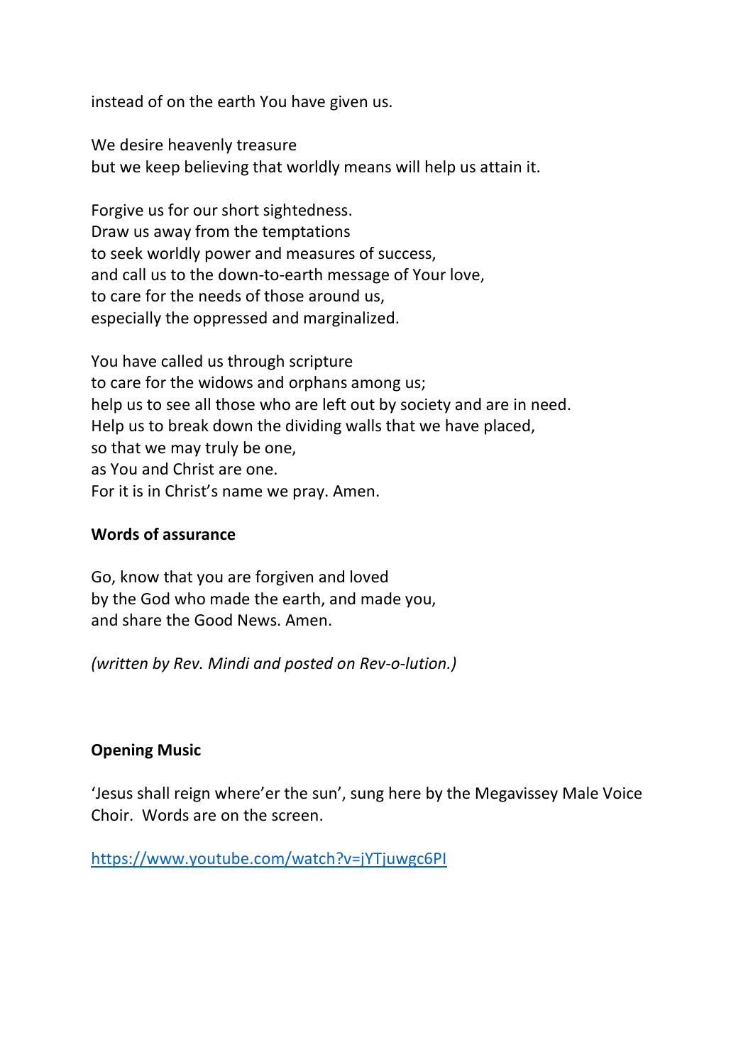instead of on the earth You have given us.

We desire heavenly treasure  
but we keep believing that worldly means will help us attain it.

Forgive us for our short sightedness.  
Draw us away from the temptations  
to seek worldly power and measures of success,  
and call us to the down-to-earth message of Your love,  
to care for the needs of those around us,  
especially the oppressed and marginalized.

You have called us through scripture  
to care for the widows and orphans among us;  
help us to see all those who are left out by society and are in need.  
Help us to break down the dividing walls that we have placed,  
so that we may truly be one,  
as You and Christ are one.  
For it is in Christ's name we pray. Amen.

**Words of assurance**

Go, know that you are forgiven and loved  
by the God who made the earth, and made you,  
and share the Good News. Amen.

*(written by Rev. Mindi and posted on Rev-o-lution.)*

**Opening Music**

'Jesus shall reign where'er the sun', sung here by the Megavissey Male Voice Choir. Words are on the screen.

https://www.youtube.com/watch?v=jYTjuwgc6PI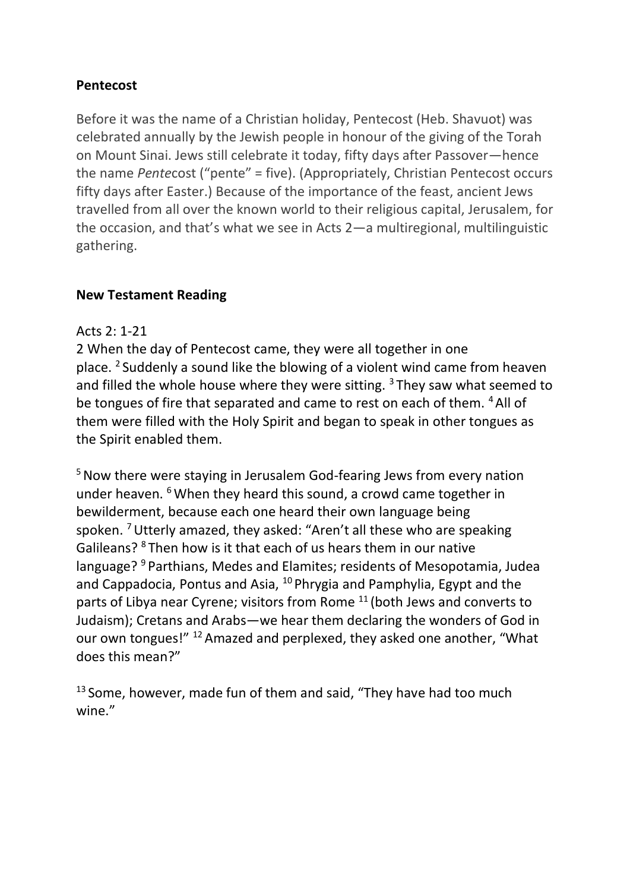**Pentecost**

Before it was the name of a Christian holiday, Pentecost (Heb. Shavuot) was celebrated annually by the Jewish people in honour of the giving of the Torah on Mount Sinai. Jews still celebrate it today, fifty days after Passover—hence the name *Pente*cost ("pente" = five). (Appropriately, Christian Pentecost occurs fifty days after Easter.) Because of the importance of the feast, ancient Jews travelled from all over the known world to their religious capital, Jerusalem, for the occasion, and that's what we see in Acts 2—a multiregional, multilinguistic gathering.

**New Testament Reading**

Acts 2: 1-21

2 When the day of Pentecost came, they were all together in one place. [2] Suddenly a sound like the blowing of a violent wind came from heaven and filled the whole house where they were sitting. [3] They saw what seemed to be tongues of fire that separated and came to rest on each of them. [4] All of them were filled with the Holy Spirit and began to speak in other tongues as the Spirit enabled them.

[5] Now there were staying in Jerusalem God-fearing Jews from every nation under heaven. [6] When they heard this sound, a crowd came together in bewilderment, because each one heard their own language being spoken. [7] Utterly amazed, they asked: "Aren't all these who are speaking Galileans? [8] Then how is it that each of us hears them in our native language? [9] Parthians, Medes and Elamites; residents of Mesopotamia, Judea and Cappadocia, Pontus and Asia, [10] Phrygia and Pamphylia, Egypt and the parts of Libya near Cyrene; visitors from Rome [11] (both Jews and converts to Judaism); Cretans and Arabs—we hear them declaring the wonders of God in our own tongues!" [12] Amazed and perplexed, they asked one another, "What does this mean?"

[13] Some, however, made fun of them and said, "They have had too much wine."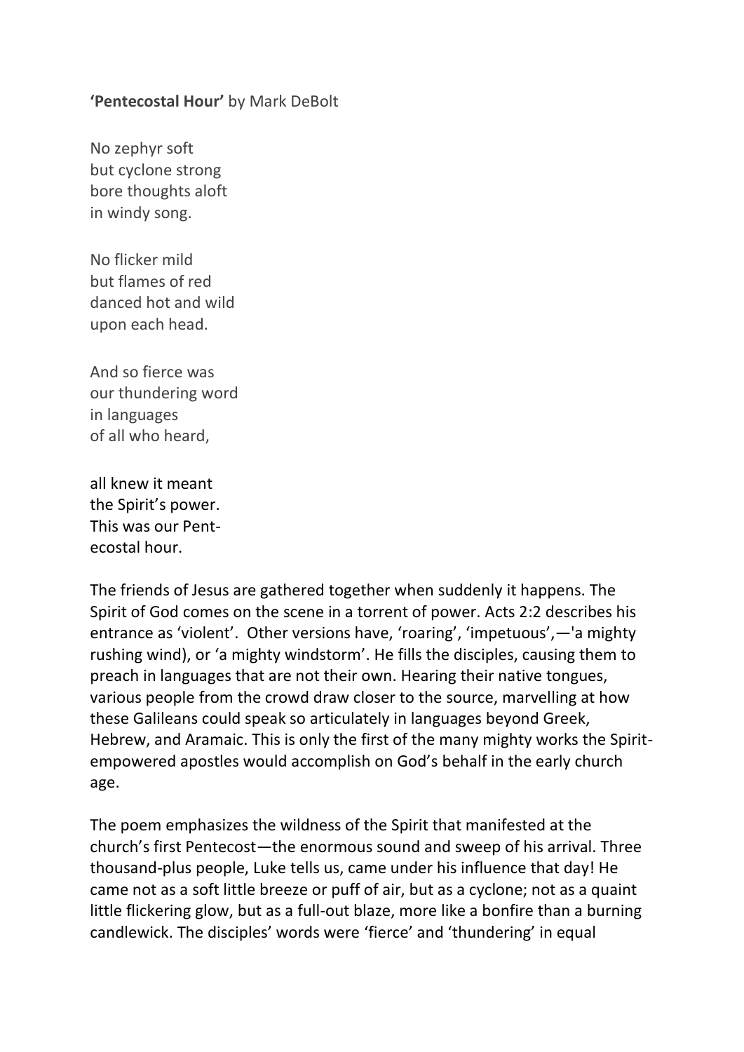**'Pentecostal Hour'** by Mark DeBolt

No zephyr soft  
but cyclone strong  
bore thoughts aloft  
in windy song.

No flicker mild  
but flames of red  
danced hot and wild  
upon each head.

And so fierce was  
our thundering word  
in languages  
of all who heard,

all knew it meant  
the Spirit's power.  
This was our Pent-  
ecostal hour.

The friends of Jesus are gathered together when suddenly it happens. The Spirit of God comes on the scene in a torrent of power. Acts 2:2 describes his entrance as 'violent'. Other versions have, 'roaring', 'impetuous',—'a mighty rushing wind), or 'a mighty windstorm'. He fills the disciples, causing them to preach in languages that are not their own. Hearing their native tongues, various people from the crowd draw closer to the source, marvelling at how these Galileans could speak so articulately in languages beyond Greek, Hebrew, and Aramaic. This is only the first of the many mighty works the Spirit-empowered apostles would accomplish on God's behalf in the early church age.

The poem emphasizes the wildness of the Spirit that manifested at the church's first Pentecost—the enormous sound and sweep of his arrival. Three thousand-plus people, Luke tells us, came under his influence that day! He came not as a soft little breeze or puff of air, but as a cyclone; not as a quaint little flickering glow, but as a full-out blaze, more like a bonfire than a burning candlewick. The disciples' words were 'fierce' and 'thundering' in equal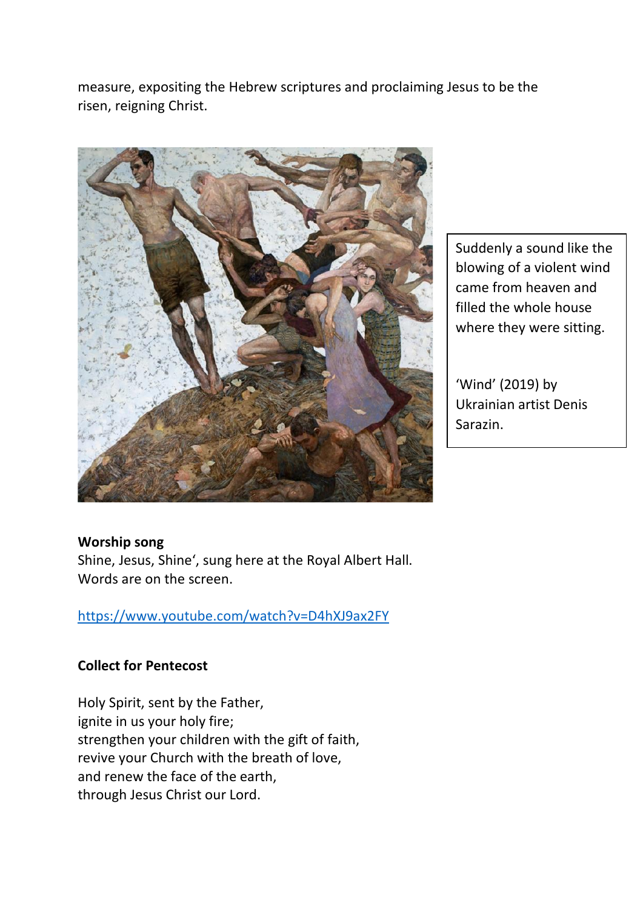measure, expositing the Hebrew scriptures and proclaiming Jesus to be the risen, reigning Christ.

Suddenly a sound like the blowing of a violent wind came from heaven and filled the whole house where they were sitting.

‘Wind’ (2019) by Ukrainian artist Denis Sarazin.

**Worship song**

Shine, Jesus, Shine‘, sung here at the Royal Albert Hall. Words are on the screen.

https://www.youtube.com/watch?v=D4hXJ9ax2FY

**Collect for Pentecost**

Holy Spirit, sent by the Father,  
ignite in us your holy fire;  
strengthen your children with the gift of faith,  
revive your Church with the breath of love,  
and renew the face of the earth,  
through Jesus Christ our Lord.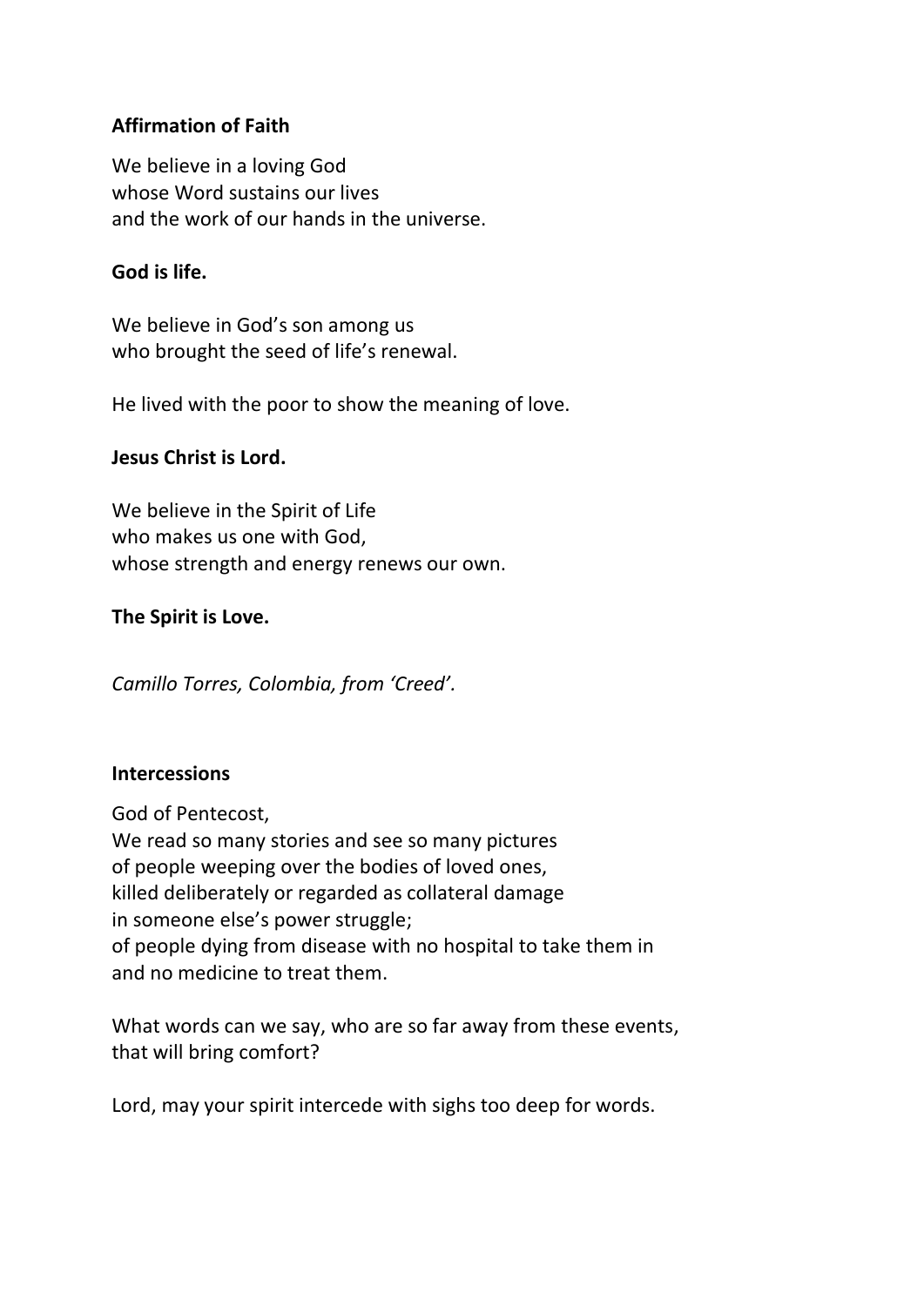**Affirmation of Faith**

We believe in a loving God
whose Word sustains our lives
and the work of our hands in the universe.

**God is life.**

We believe in God's son among us
who brought the seed of life's renewal.

He lived with the poor to show the meaning of love.

**Jesus Christ is Lord.**

We believe in the Spirit of Life
who makes us one with God,
whose strength and energy renews our own.

**The Spirit is Love.**

*Camillo Torres, Colombia, from 'Creed'.*

**Intercessions**

God of Pentecost,
We read so many stories and see so many pictures
of people weeping over the bodies of loved ones,
killed deliberately or regarded as collateral damage
in someone else's power struggle;
of people dying from disease with no hospital to take them in
and no medicine to treat them.

What words can we say, who are so far away from these events,
that will bring comfort?

Lord, may your spirit intercede with sighs too deep for words.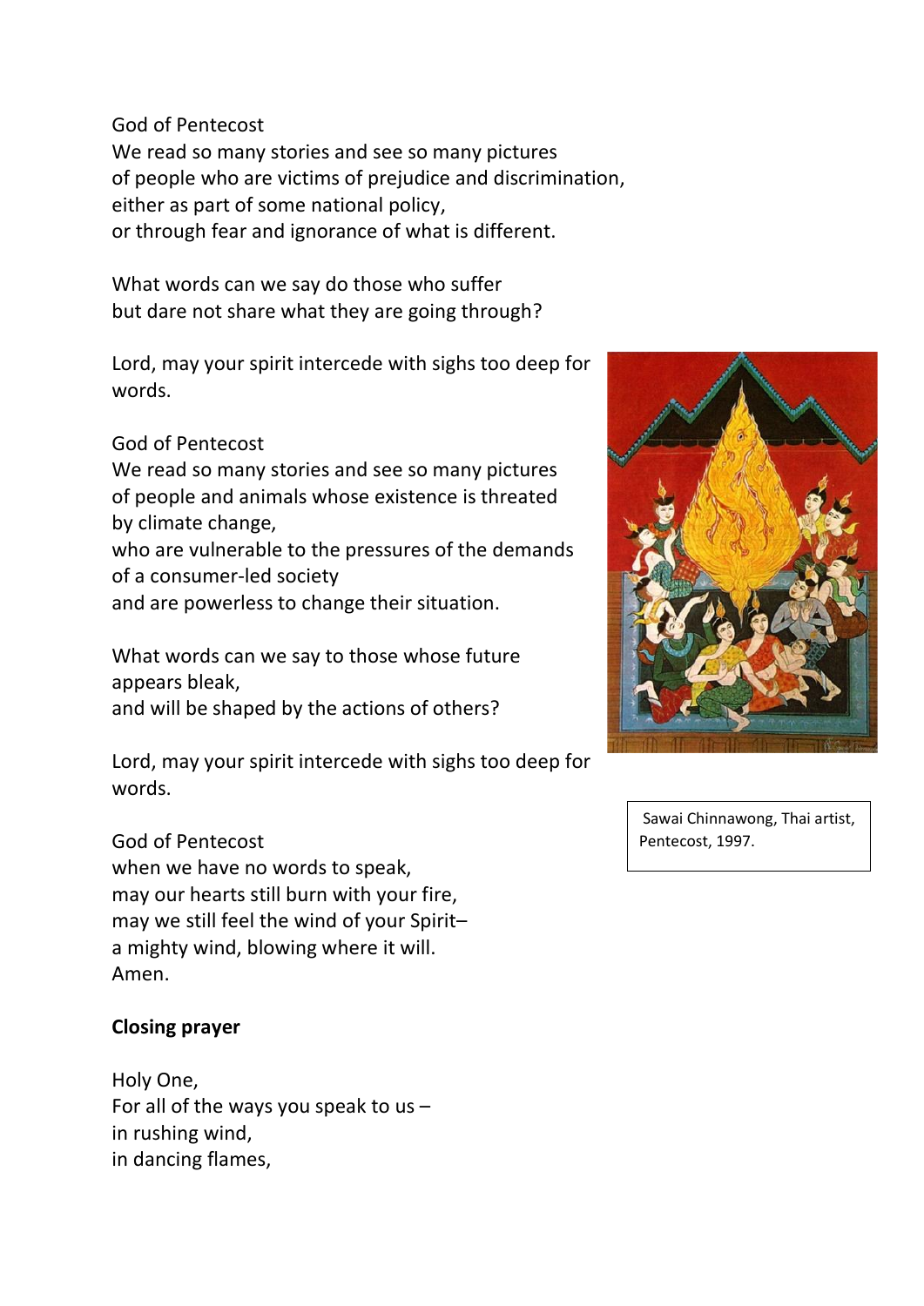God of Pentecost
We read so many stories and see so many pictures
of people who are victims of prejudice and discrimination,
either as part of some national policy,
or through fear and ignorance of what is different.

What words can we say do those who suffer
but dare not share what they are going through?

Lord, may your spirit intercede with sighs too deep for words.

God of Pentecost
We read so many stories and see so many pictures
of people and animals whose existence is threated by climate change,
who are vulnerable to the pressures of the demands of a consumer-led society
and are powerless to change their situation.

What words can we say to those whose future appears bleak,
and will be shaped by the actions of others?

Lord, may your spirit intercede with sighs too deep for words.

God of Pentecost
when we have no words to speak,
may our hearts still burn with your fire,
may we still feel the wind of your Spirit–
a mighty wind, blowing where it will.
Amen.

Sawai Chinnawong, Thai artist, Pentecost, 1997.

**Closing prayer**

Holy One,
For all of the ways you speak to us –
in rushing wind,
in dancing flames,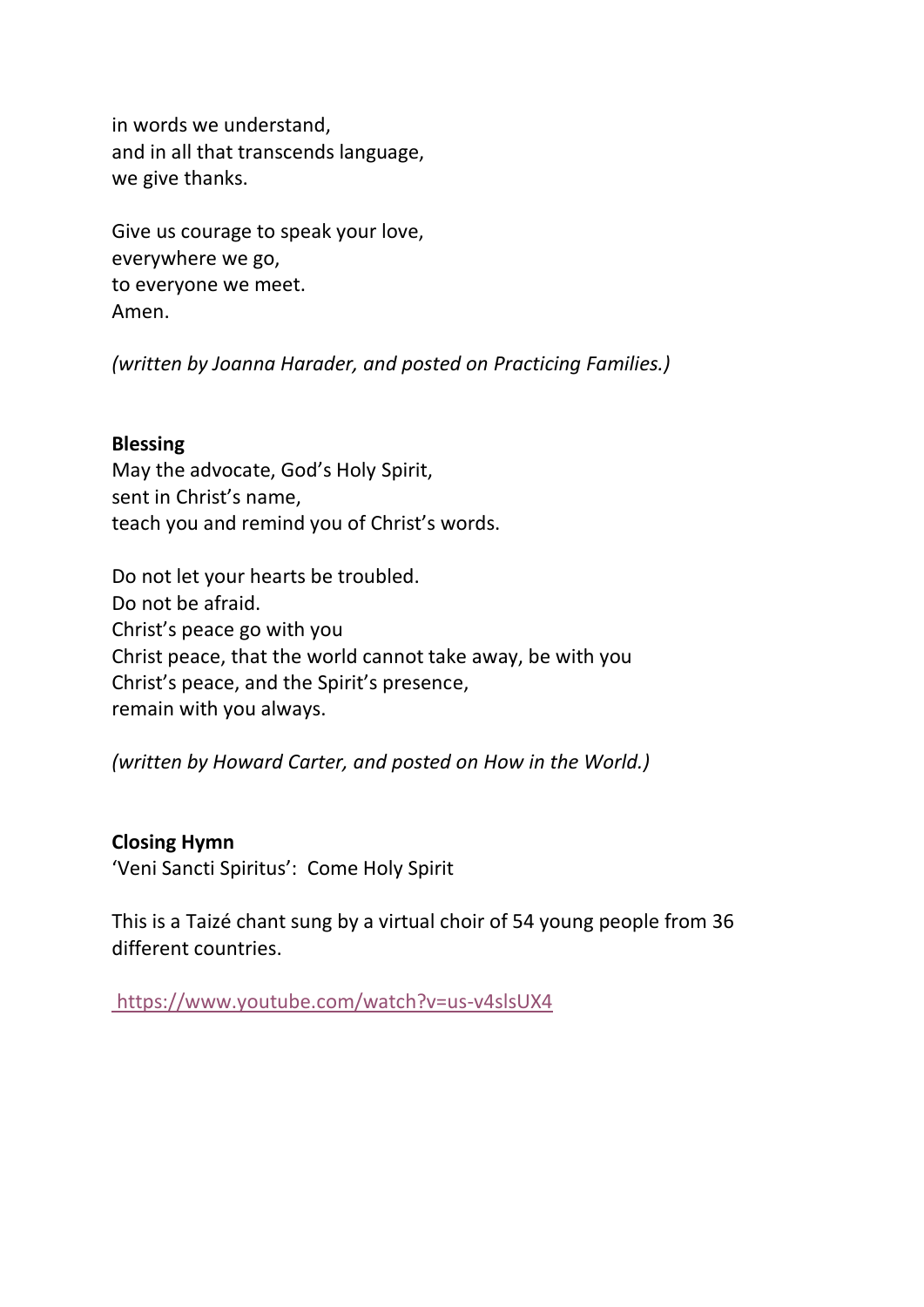in words we understand,  
and in all that transcends language,  
we give thanks.

Give us courage to speak your love,  
everywhere we go,  
to everyone we meet.  
Amen.

*(written by Joanna Harader, and posted on Practicing Families.)*

**Blessing**  
May the advocate, God's Holy Spirit,  
sent in Christ's name,  
teach you and remind you of Christ's words.

Do not let your hearts be troubled.  
Do not be afraid.  
Christ's peace go with you  
Christ peace, that the world cannot take away, be with you  
Christ's peace, and the Spirit's presence,  
remain with you always.

*(written by Howard Carter, and posted on How in the World.)*

**Closing Hymn**  
'Veni Sancti Spiritus': Come Holy Spirit

This is a Taizé chant sung by a virtual choir of 54 young people from 36 different countries.

https://www.youtube.com/watch?v=us-v4slsUX4